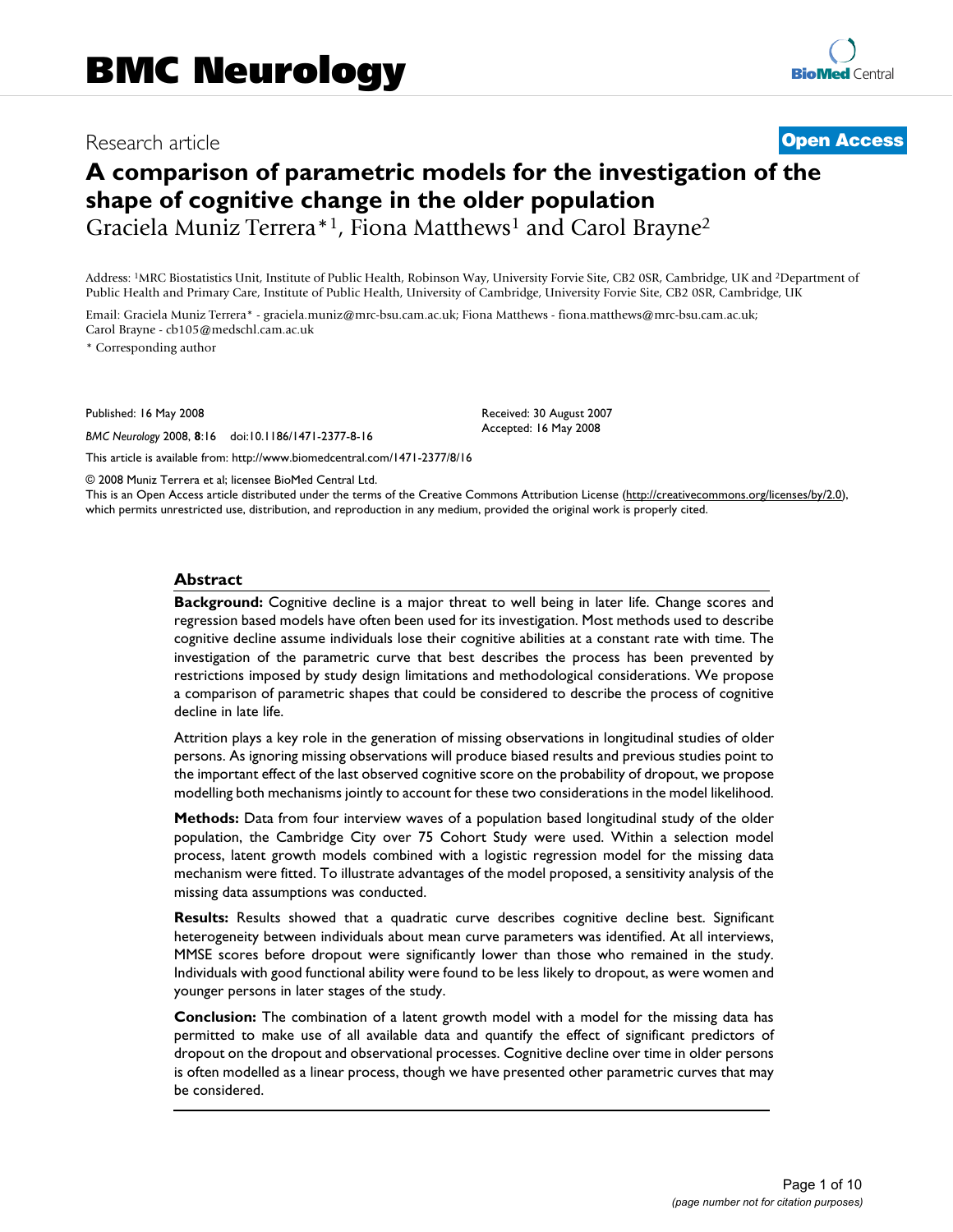# BMC Neurology

Research article

**Open Access**

# A comparison of parametric models for the investigation of the shape of cognitive change in the older population

Graciela Muniz Terrera*[1], Fiona Matthews[1] and Carol Brayne[2]

Address: [1]MRC Biostatistics Unit, Institute of Public Health, Robinson Way, University Forvie Site, CB2 0SR, Cambridge, UK and [2]Department of Public Health and Primary Care, Institute of Public Health, University of Cambridge, University Forvie Site, CB2 0SR, Cambridge, UK

Email: Graciela Muniz Terrera* - graciela.muniz@mrc-bsu.cam.ac.uk; Fiona Matthews - fiona.matthews@mrc-bsu.cam.ac.uk; Carol Brayne - cb105@medschl.cam.ac.uk

\* Corresponding author

Published: 16 May 2008

*BMC Neurology* 2008, **8**:16 doi:10.1186/1471-2377-8-16

Received: 30 August 2007
Accepted: 16 May 2008

This article is available from: http://www.biomedcentral.com/1471-2377/8/16

© 2008 Muniz Terrera et al; licensee BioMed Central Ltd.
This is an Open Access article distributed under the terms of the Creative Commons Attribution License (http://creativecommons.org/licenses/by/2.0), which permits unrestricted use, distribution, and reproduction in any medium, provided the original work is properly cited.

## Abstract

**Background:** Cognitive decline is a major threat to well being in later life. Change scores and regression based models have often been used for its investigation. Most methods used to describe cognitive decline assume individuals lose their cognitive abilities at a constant rate with time. The investigation of the parametric curve that best describes the process has been prevented by restrictions imposed by study design limitations and methodological considerations. We propose a comparison of parametric shapes that could be considered to describe the process of cognitive decline in late life.

Attrition plays a key role in the generation of missing observations in longitudinal studies of older persons. As ignoring missing observations will produce biased results and previous studies point to the important effect of the last observed cognitive score on the probability of dropout, we propose modelling both mechanisms jointly to account for these two considerations in the model likelihood.

**Methods:** Data from four interview waves of a population based longitudinal study of the older population, the Cambridge City over 75 Cohort Study were used. Within a selection model process, latent growth models combined with a logistic regression model for the missing data mechanism were fitted. To illustrate advantages of the model proposed, a sensitivity analysis of the missing data assumptions was conducted.

**Results:** Results showed that a quadratic curve describes cognitive decline best. Significant heterogeneity between individuals about mean curve parameters was identified. At all interviews, MMSE scores before dropout were significantly lower than those who remained in the study. Individuals with good functional ability were found to be less likely to dropout, as were women and younger persons in later stages of the study.

**Conclusion:** The combination of a latent growth model with a model for the missing data has permitted to make use of all available data and quantify the effect of significant predictors of dropout on the dropout and observational processes. Cognitive decline over time in older persons is often modelled as a linear process, though we have presented other parametric curves that may be considered.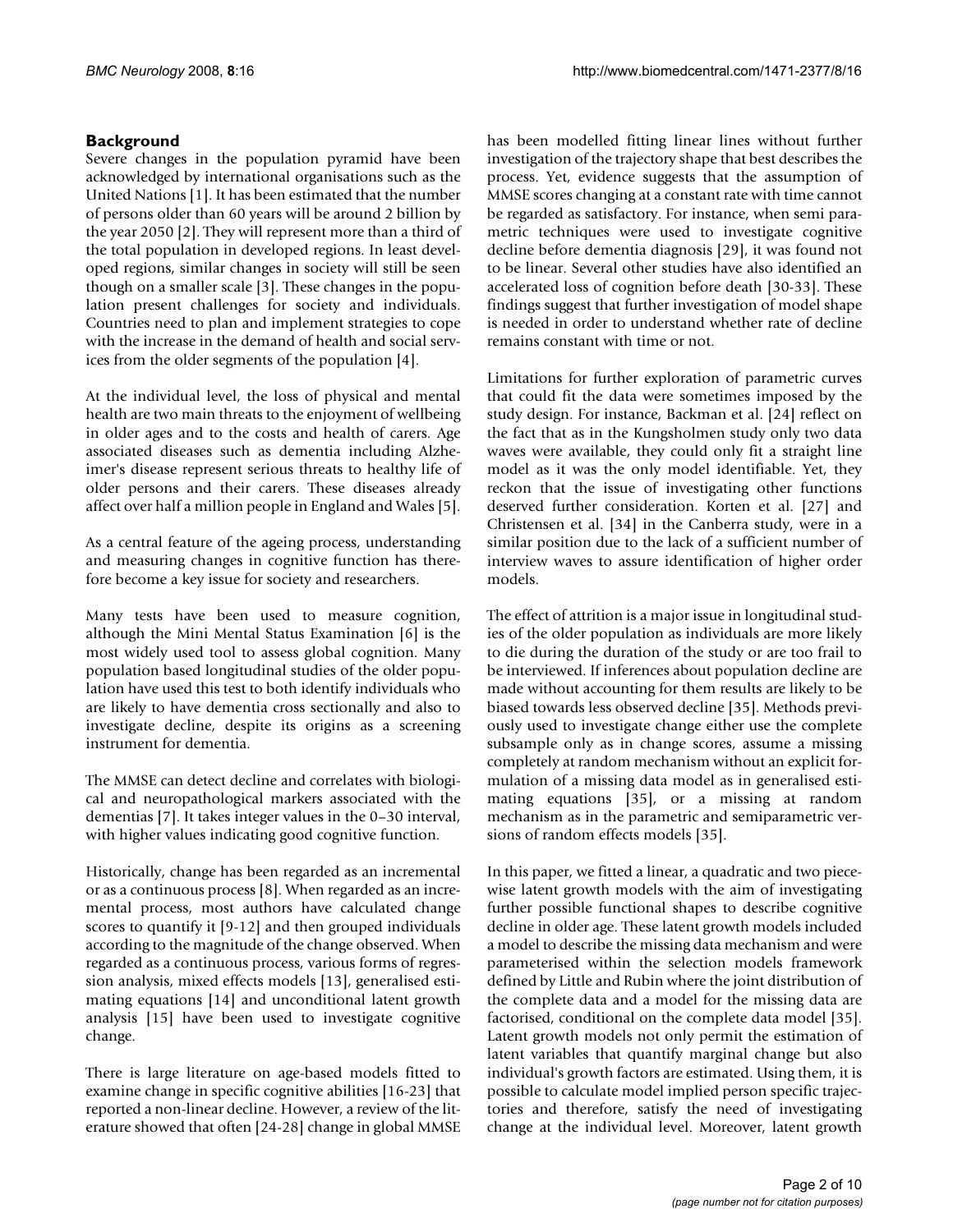## Background

Severe changes in the population pyramid have been acknowledged by international organisations such as the United Nations [1]. It has been estimated that the number of persons older than 60 years will be around 2 billion by the year 2050 [2]. They will represent more than a third of the total population in developed regions. In least developed regions, similar changes in society will still be seen though on a smaller scale [3]. These changes in the population present challenges for society and individuals. Countries need to plan and implement strategies to cope with the increase in the demand of health and social services from the older segments of the population [4].

At the individual level, the loss of physical and mental health are two main threats to the enjoyment of wellbeing in older ages and to the costs and health of carers. Age associated diseases such as dementia including Alzheimer's disease represent serious threats to healthy life of older persons and their carers. These diseases already affect over half a million people in England and Wales [5].

As a central feature of the ageing process, understanding and measuring changes in cognitive function has therefore become a key issue for society and researchers.

Many tests have been used to measure cognition, although the Mini Mental Status Examination [6] is the most widely used tool to assess global cognition. Many population based longitudinal studies of the older population have used this test to both identify individuals who are likely to have dementia cross sectionally and also to investigate decline, despite its origins as a screening instrument for dementia.

The MMSE can detect decline and correlates with biological and neuropathological markers associated with the dementias [7]. It takes integer values in the 0–30 interval, with higher values indicating good cognitive function.

Historically, change has been regarded as an incremental or as a continuous process [8]. When regarded as an incremental process, most authors have calculated change scores to quantify it [9-12] and then grouped individuals according to the magnitude of the change observed. When regarded as a continuous process, various forms of regression analysis, mixed effects models [13], generalised estimating equations [14] and unconditional latent growth analysis [15] have been used to investigate cognitive change.

There is large literature on age-based models fitted to examine change in specific cognitive abilities [16-23] that reported a non-linear decline. However, a review of the literature showed that often [24-28] change in global MMSE has been modelled fitting linear lines without further investigation of the trajectory shape that best describes the process. Yet, evidence suggests that the assumption of MMSE scores changing at a constant rate with time cannot be regarded as satisfactory. For instance, when semi parametric techniques were used to investigate cognitive decline before dementia diagnosis [29], it was found not to be linear. Several other studies have also identified an accelerated loss of cognition before death [30-33]. These findings suggest that further investigation of model shape is needed in order to understand whether rate of decline remains constant with time or not.

Limitations for further exploration of parametric curves that could fit the data were sometimes imposed by the study design. For instance, Backman et al. [24] reflect on the fact that as in the Kungsholmen study only two data waves were available, they could only fit a straight line model as it was the only model identifiable. Yet, they reckon that the issue of investigating other functions deserved further consideration. Korten et al. [27] and Christensen et al. [34] in the Canberra study, were in a similar position due to the lack of a sufficient number of interview waves to assure identification of higher order models.

The effect of attrition is a major issue in longitudinal studies of the older population as individuals are more likely to die during the duration of the study or are too frail to be interviewed. If inferences about population decline are made without accounting for them results are likely to be biased towards less observed decline [35]. Methods previously used to investigate change either use the complete subsample only as in change scores, assume a missing completely at random mechanism without an explicit formulation of a missing data model as in generalised estimating equations [35], or a missing at random mechanism as in the parametric and semiparametric versions of random effects models [35].

In this paper, we fitted a linear, a quadratic and two piecewise latent growth models with the aim of investigating further possible functional shapes to describe cognitive decline in older age. These latent growth models included a model to describe the missing data mechanism and were parameterised within the selection models framework defined by Little and Rubin where the joint distribution of the complete data and a model for the missing data are factorised, conditional on the complete data model [35]. Latent growth models not only permit the estimation of latent variables that quantify marginal change but also individual's growth factors are estimated. Using them, it is possible to calculate model implied person specific trajectories and therefore, satisfy the need of investigating change at the individual level. Moreover, latent growth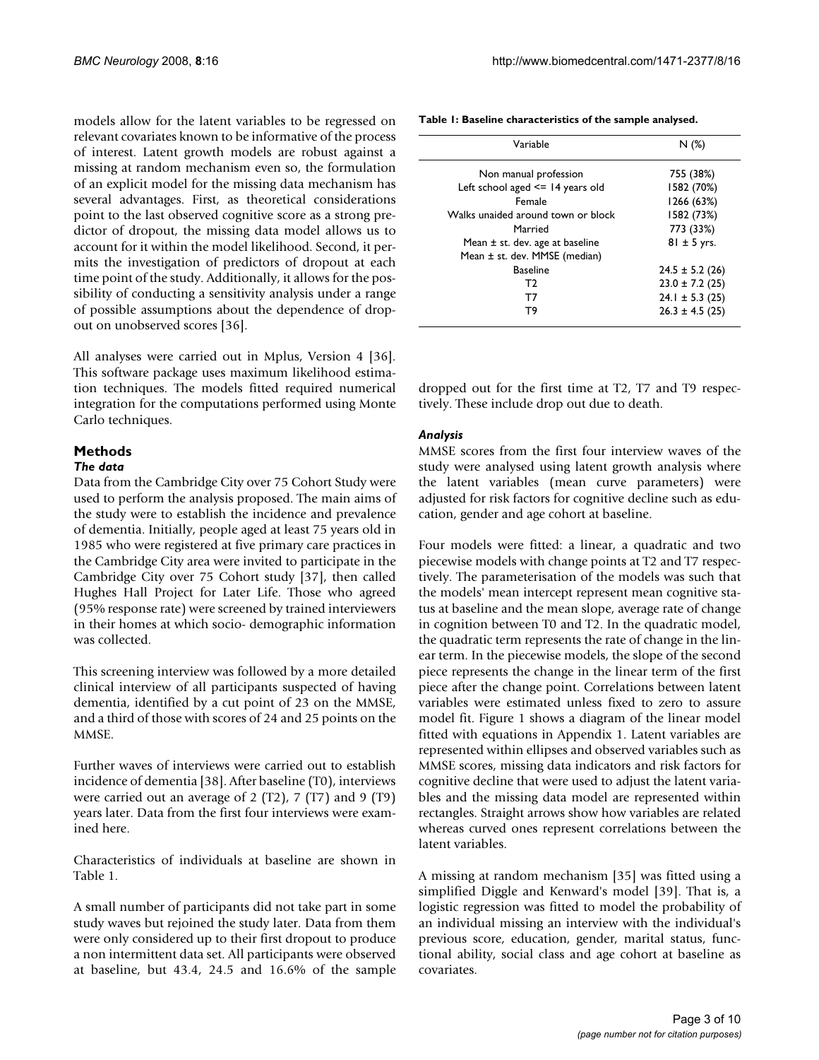models allow for the latent variables to be regressed on relevant covariates known to be informative of the process of interest. Latent growth models are robust against a missing at random mechanism even so, the formulation of an explicit model for the missing data mechanism has several advantages. First, as theoretical considerations point to the last observed cognitive score as a strong predictor of dropout, the missing data model allows us to account for it within the model likelihood. Second, it permits the investigation of predictors of dropout at each time point of the study. Additionally, it allows for the possibility of conducting a sensitivity analysis under a range of possible assumptions about the dependence of dropout on unobserved scores [36].

All analyses were carried out in Mplus, Version 4 [36]. This software package uses maximum likelihood estimation techniques. The models fitted required numerical integration for the computations performed using Monte Carlo techniques.

## Methods

### *The data*

Data from the Cambridge City over 75 Cohort Study were used to perform the analysis proposed. The main aims of the study were to establish the incidence and prevalence of dementia. Initially, people aged at least 75 years old in 1985 who were registered at five primary care practices in the Cambridge City area were invited to participate in the Cambridge City over 75 Cohort study [37], then called Hughes Hall Project for Later Life. Those who agreed (95% response rate) were screened by trained interviewers in their homes at which socio- demographic information was collected.

This screening interview was followed by a more detailed clinical interview of all participants suspected of having dementia, identified by a cut point of 23 on the MMSE, and a third of those with scores of 24 and 25 points on the MMSE.

Further waves of interviews were carried out to establish incidence of dementia [38]. After baseline (T0), interviews were carried out an average of 2 (T2), 7 (T7) and 9 (T9) years later. Data from the first four interviews were examined here.

Characteristics of individuals at baseline are shown in Table 1.

**Table 1: Baseline characteristics of the sample analysed.**

| Variable | N (%) |
|---|---|
| Non manual profession | 755 (38%) |
| Left school aged <= 14 years old | 1582 (70%) |
| Female | 1266 (63%) |
| Walks unaided around town or block | 1582 (73%) |
| Married | 773 (33%) |
| Mean ± st. dev. age at baseline | 81 ± 5 yrs. |
| Mean ± st. dev. MMSE (median) | |
| Baseline | 24.5 ± 5.2 (26) |
| T2 | 23.0 ± 7.2 (25) |
| T7 | 24.1 ± 5.3 (25) |
| T9 | 26.3 ± 4.5 (25) |

A small number of participants did not take part in some study waves but rejoined the study later. Data from them were only considered up to their first dropout to produce a non intermittent data set. All participants were observed at baseline, but 43.4, 24.5 and 16.6% of the sample dropped out for the first time at T2, T7 and T9 respectively. These include drop out due to death.

### *Analysis*

MMSE scores from the first four interview waves of the study were analysed using latent growth analysis where the latent variables (mean curve parameters) were adjusted for risk factors for cognitive decline such as education, gender and age cohort at baseline.

Four models were fitted: a linear, a quadratic and two piecewise models with change points at T2 and T7 respectively. The parameterisation of the models was such that the models' mean intercept represent mean cognitive status at baseline and the mean slope, average rate of change in cognition between T0 and T2. In the quadratic model, the quadratic term represents the rate of change in the linear term. In the piecewise models, the slope of the second piece represents the change in the linear term of the first piece after the change point. Correlations between latent variables were estimated unless fixed to zero to assure model fit. Figure 1 shows a diagram of the linear model fitted with equations in Appendix 1. Latent variables are represented within ellipses and observed variables such as MMSE scores, missing data indicators and risk factors for cognitive decline that were used to adjust the latent variables and the missing data model are represented within rectangles. Straight arrows show how variables are related whereas curved ones represent correlations between the latent variables.

A missing at random mechanism [35] was fitted using a simplified Diggle and Kenward's model [39]. That is, a logistic regression was fitted to model the probability of an individual missing an interview with the individual's previous score, education, gender, marital status, functional ability, social class and age cohort at baseline as covariates.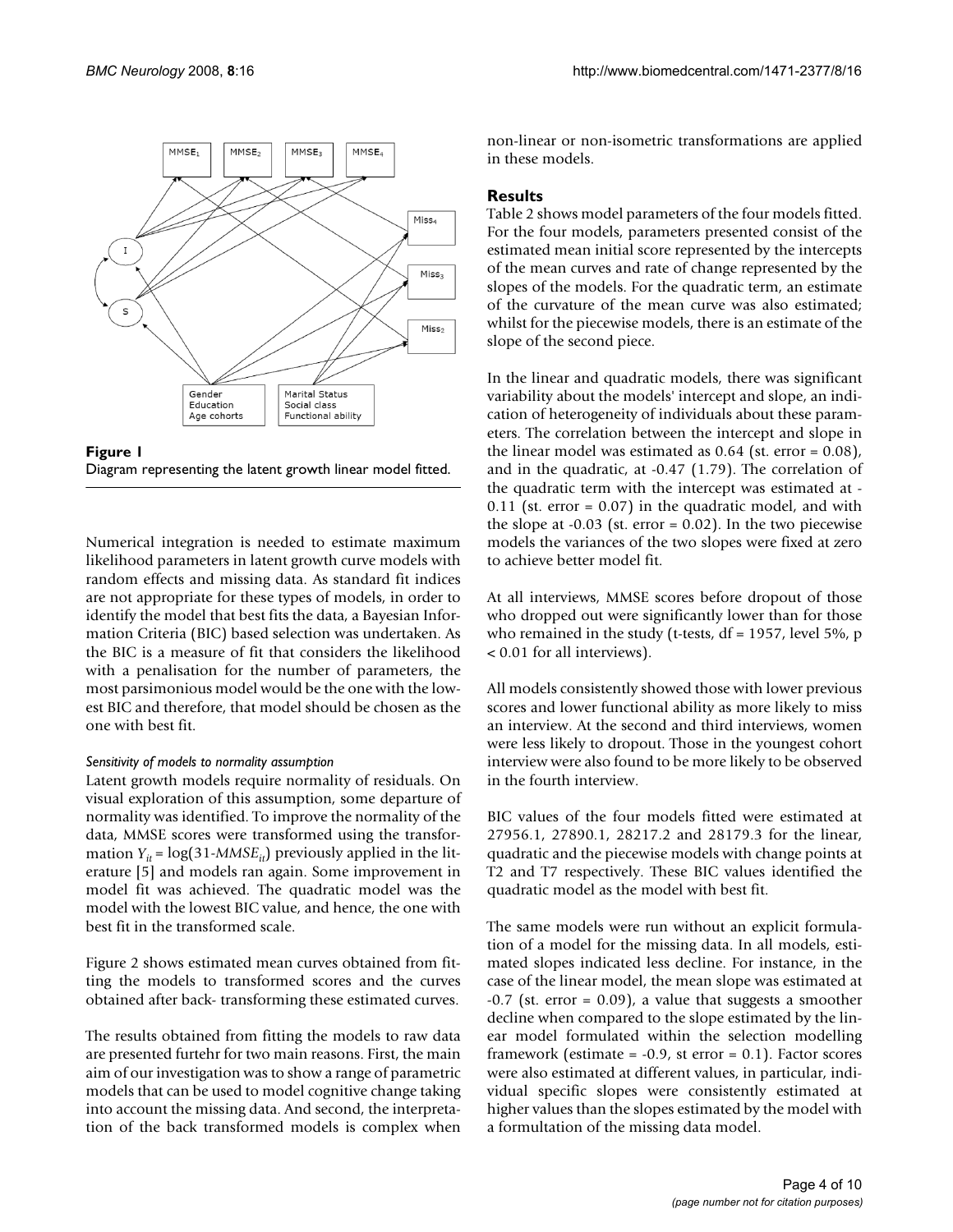MMSE$_1$

MMSE$_2$

MMSE$_3$

MMSE$_4$

Miss$_4$

Miss$_3$

Miss$_2$

I

S

Gender
Education
Age cohorts

Marital Status
Social class
Functional ability

**Figure 1**
Diagram representing the latent growth linear model fitted.

Numerical integration is needed to estimate maximum likelihood parameters in latent growth curve models with random effects and missing data. As standard fit indices are not appropriate for these types of models, in order to identify the model that best fits the data, a Bayesian Information Criteria (BIC) based selection was undertaken. As the BIC is a measure of fit that considers the likelihood with a penalisation for the number of parameters, the most parsimonious model would be the one with the lowest BIC and therefore, that model should be chosen as the one with best fit.

*Sensitivity of models to normality assumption*

Latent growth models require normality of residuals. On visual exploration of this assumption, some departure of normality was identified. To improve the normality of the data, MMSE scores were transformed using the transformation $Y_{it} = \log(31\text{-}MMSE_{it})$ previously applied in the literature [5] and models ran again. Some improvement in model fit was achieved. The quadratic model was the model with the lowest BIC value, and hence, the one with best fit in the transformed scale.

Figure 2 shows estimated mean curves obtained from fitting the models to transformed scores and the curves obtained after back- transforming these estimated curves.

The results obtained from fitting the models to raw data are presented furtehr for two main reasons. First, the main aim of our investigation was to show a range of parametric models that can be used to model cognitive change taking into account the missing data. And second, the interpretation of the back transformed models is complex when non-linear or non-isometric transformations are applied in these models.

## Results

Table 2 shows model parameters of the four models fitted. For the four models, parameters presented consist of the estimated mean initial score represented by the intercepts of the mean curves and rate of change represented by the slopes of the models. For the quadratic term, an estimate of the curvature of the mean curve was also estimated; whilst for the piecewise models, there is an estimate of the slope of the second piece.

In the linear and quadratic models, there was significant variability about the models' intercept and slope, an indication of heterogeneity of individuals about these parameters. The correlation between the intercept and slope in the linear model was estimated as 0.64 (st. error = 0.08), and in the quadratic, at -0.47 (1.79). The correlation of the quadratic term with the intercept was estimated at -0.11 (st. error = 0.07) in the quadratic model, and with the slope at -0.03 (st. error = 0.02). In the two piecewise models the variances of the two slopes were fixed at zero to achieve better model fit.

At all interviews, MMSE scores before dropout of those who dropped out were significantly lower than for those who remained in the study (t-tests, df = 1957, level 5%, $p < 0.01$ for all interviews).

All models consistently showed those with lower previous scores and lower functional ability as more likely to miss an interview. At the second and third interviews, women were less likely to dropout. Those in the youngest cohort interview were also found to be more likely to be observed in the fourth interview.

BIC values of the four models fitted were estimated at 27956.1, 27890.1, 28217.2 and 28179.3 for the linear, quadratic and the piecewise models with change points at T2 and T7 respectively. These BIC values identified the quadratic model as the model with best fit.

The same models were run without an explicit formulation of a model for the missing data. In all models, estimated slopes indicated less decline. For instance, in the case of the linear model, the mean slope was estimated at -0.7 (st. error = 0.09), a value that suggests a smoother decline when compared to the slope estimated by the linear model formulated within the selection modelling framework (estimate = -0.9, st error = 0.1). Factor scores were also estimated at different values, in particular, individual specific slopes were consistently estimated at higher values than the slopes estimated by the model with a formultation of the missing data model.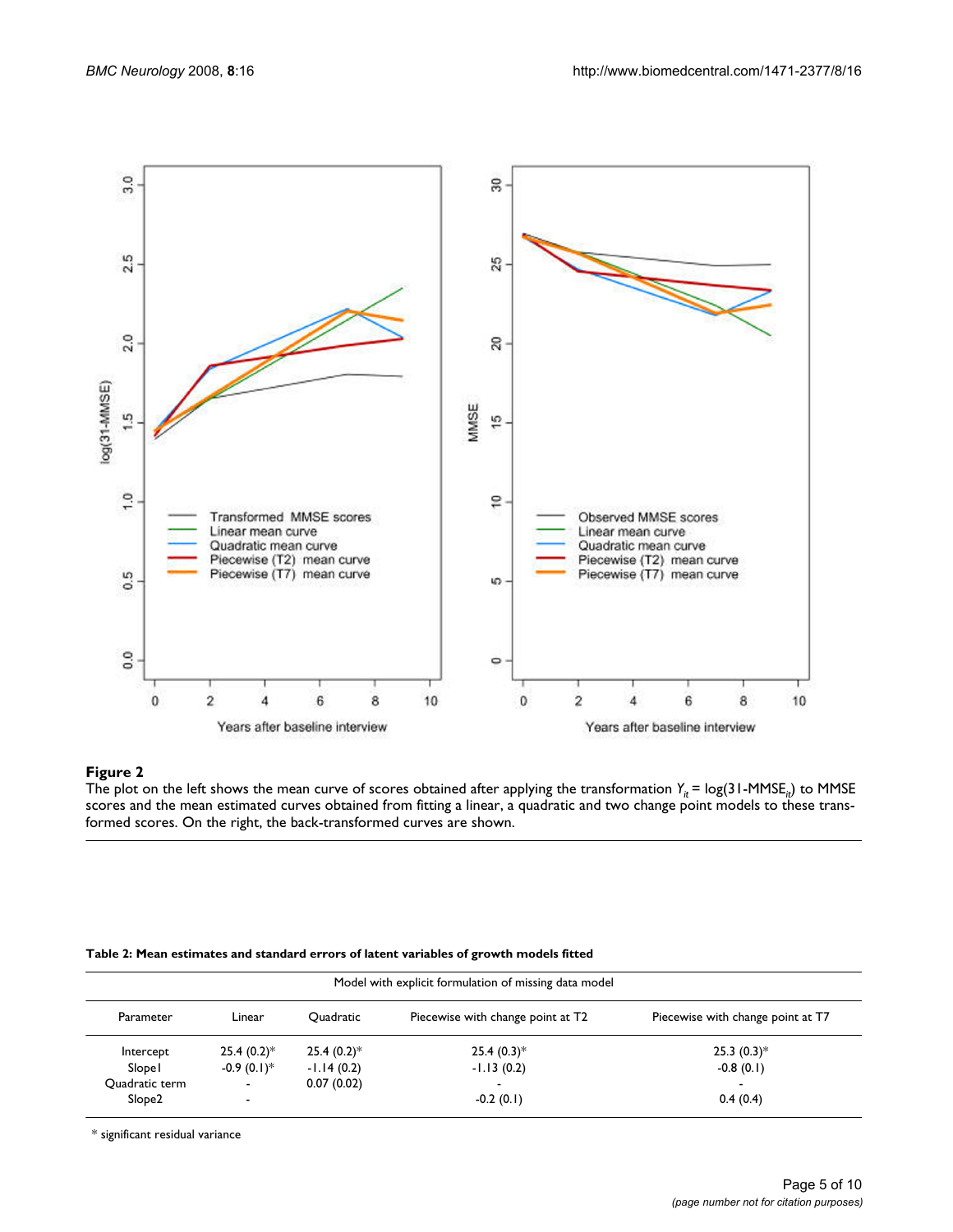**Figure 2**

The plot on the left shows the mean curve of scores obtained after applying the transformation $Y_{it} = \log(31\text{-MMSE}_{it})$ to MMSE scores and the mean estimated curves obtained from fitting a linear, a quadratic and two change point models to these transformed scores. On the right, the back-transformed curves are shown.

**Table 2: Mean estimates and standard errors of latent variables of growth models fitted**

| Model with explicit formulation of missing data model | | | | |
|---|---|---|---|---|
| Parameter | Linear | Quadratic | Piecewise with change point at T2 | Piecewise with change point at T7 |
| Intercept | 25.4 (0.2)* | 25.4 (0.2)* | 25.4 (0.3)* | 25.3 (0.3)* |
| Slope1 | -0.9 (0.1)* | -1.14 (0.2) | -1.13 (0.2) | -0.8 (0.1) |
| Quadratic term | - | 0.07 (0.02) | - | - |
| Slope2 | - | | -0.2 (0.1) | 0.4 (0.4) |

* significant residual variance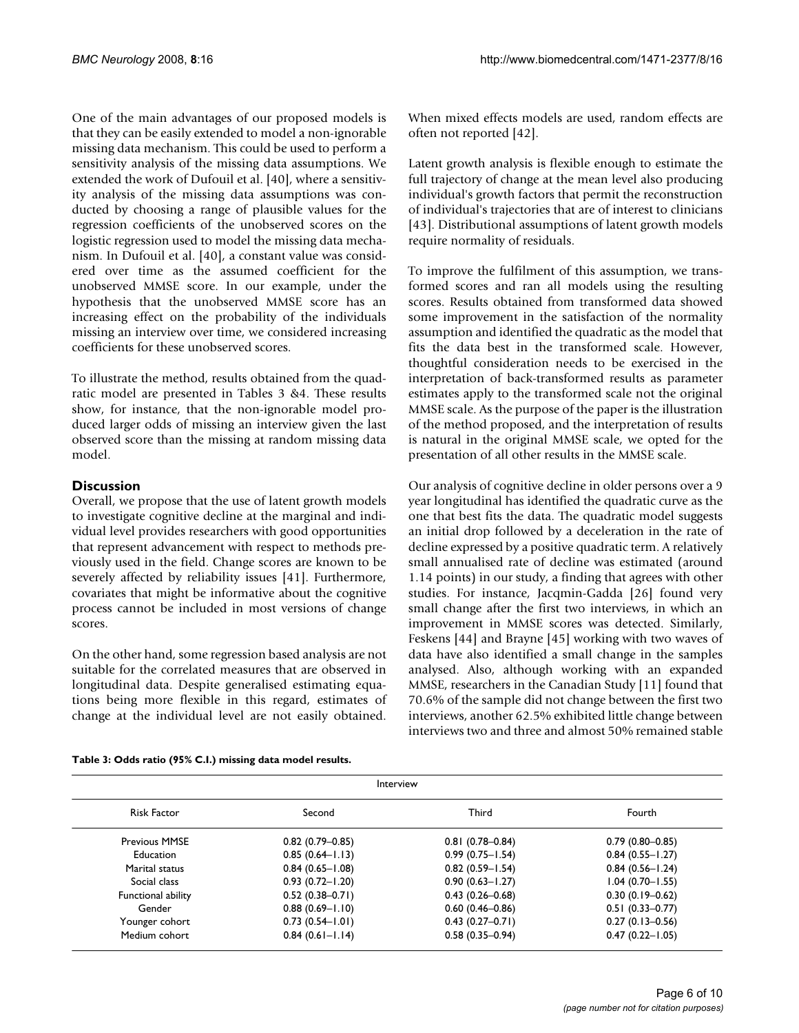One of the main advantages of our proposed models is that they can be easily extended to model a non-ignorable missing data mechanism. This could be used to perform a sensitivity analysis of the missing data assumptions. We extended the work of Dufouil et al. [40], where a sensitivity analysis of the missing data assumptions was conducted by choosing a range of plausible values for the regression coefficients of the unobserved scores on the logistic regression used to model the missing data mechanism. In Dufouil et al. [40], a constant value was considered over time as the assumed coefficient for the unobserved MMSE score. In our example, under the hypothesis that the unobserved MMSE score has an increasing effect on the probability of the individuals missing an interview over time, we considered increasing coefficients for these unobserved scores.

To illustrate the method, results obtained from the quadratic model are presented in Tables 3 &4. These results show, for instance, that the non-ignorable model produced larger odds of missing an interview given the last observed score than the missing at random missing data model.

## Discussion

Overall, we propose that the use of latent growth models to investigate cognitive decline at the marginal and individual level provides researchers with good opportunities that represent advancement with respect to methods previously used in the field. Change scores are known to be severely affected by reliability issues [41]. Furthermore, covariates that might be informative about the cognitive process cannot be included in most versions of change scores.

On the other hand, some regression based analysis are not suitable for the correlated measures that are observed in longitudinal data. Despite generalised estimating equations being more flexible in this regard, estimates of change at the individual level are not easily obtained. When mixed effects models are used, random effects are often not reported [42].

Latent growth analysis is flexible enough to estimate the full trajectory of change at the mean level also producing individual's growth factors that permit the reconstruction of individual's trajectories that are of interest to clinicians [43]. Distributional assumptions of latent growth models require normality of residuals.

To improve the fulfilment of this assumption, we transformed scores and ran all models using the resulting scores. Results obtained from transformed data showed some improvement in the satisfaction of the normality assumption and identified the quadratic as the model that fits the data best in the transformed scale. However, thoughtful consideration needs to be exercised in the interpretation of back-transformed results as parameter estimates apply to the transformed scale not the original MMSE scale. As the purpose of the paper is the illustration of the method proposed, and the interpretation of results is natural in the original MMSE scale, we opted for the presentation of all other results in the MMSE scale.

Our analysis of cognitive decline in older persons over a 9 year longitudinal has identified the quadratic curve as the one that best fits the data. The quadratic model suggests an initial drop followed by a deceleration in the rate of decline expressed by a positive quadratic term. A relatively small annualised rate of decline was estimated (around 1.14 points) in our study, a finding that agrees with other studies. For instance, Jacqmin-Gadda [26] found very small change after the first two interviews, in which an improvement in MMSE scores was detected. Similarly, Feskens [44] and Brayne [45] working with two waves of data have also identified a small change in the samples analysed. Also, although working with an expanded MMSE, researchers in the Canadian Study [11] found that 70.6% of the sample did not change between the first two interviews, another 62.5% exhibited little change between interviews two and three and almost 50% remained stable

**Table 3: Odds ratio (95% C.I.) missing data model results.**

| | Interview | | |
|---|---|---|---|
| Risk Factor | Second | Third | Fourth |
| Previous MMSE | 0.82 (0.79–0.85) | 0.81 (0.78–0.84) | 0.79 (0.80–0.85) |
| Education | 0.85 (0.64–1.13) | 0.99 (0.75–1.54) | 0.84 (0.55–1.27) |
| Marital status | 0.84 (0.65–1.08) | 0.82 (0.59–1.54) | 0.84 (0.56–1.24) |
| Social class | 0.93 (0.72–1.20) | 0.90 (0.63–1.27) | 1.04 (0.70–1.55) |
| Functional ability | 0.52 (0.38–0.71) | 0.43 (0.26–0.68) | 0.30 (0.19–0.62) |
| Gender | 0.88 (0.69–1.10) | 0.60 (0.46–0.86) | 0.51 (0.33–0.77) |
| Younger cohort | 0.73 (0.54–1.01) | 0.43 (0.27–0.71) | 0.27 (0.13–0.56) |
| Medium cohort | 0.84 (0.61–1.14) | 0.58 (0.35–0.94) | 0.47 (0.22–1.05) |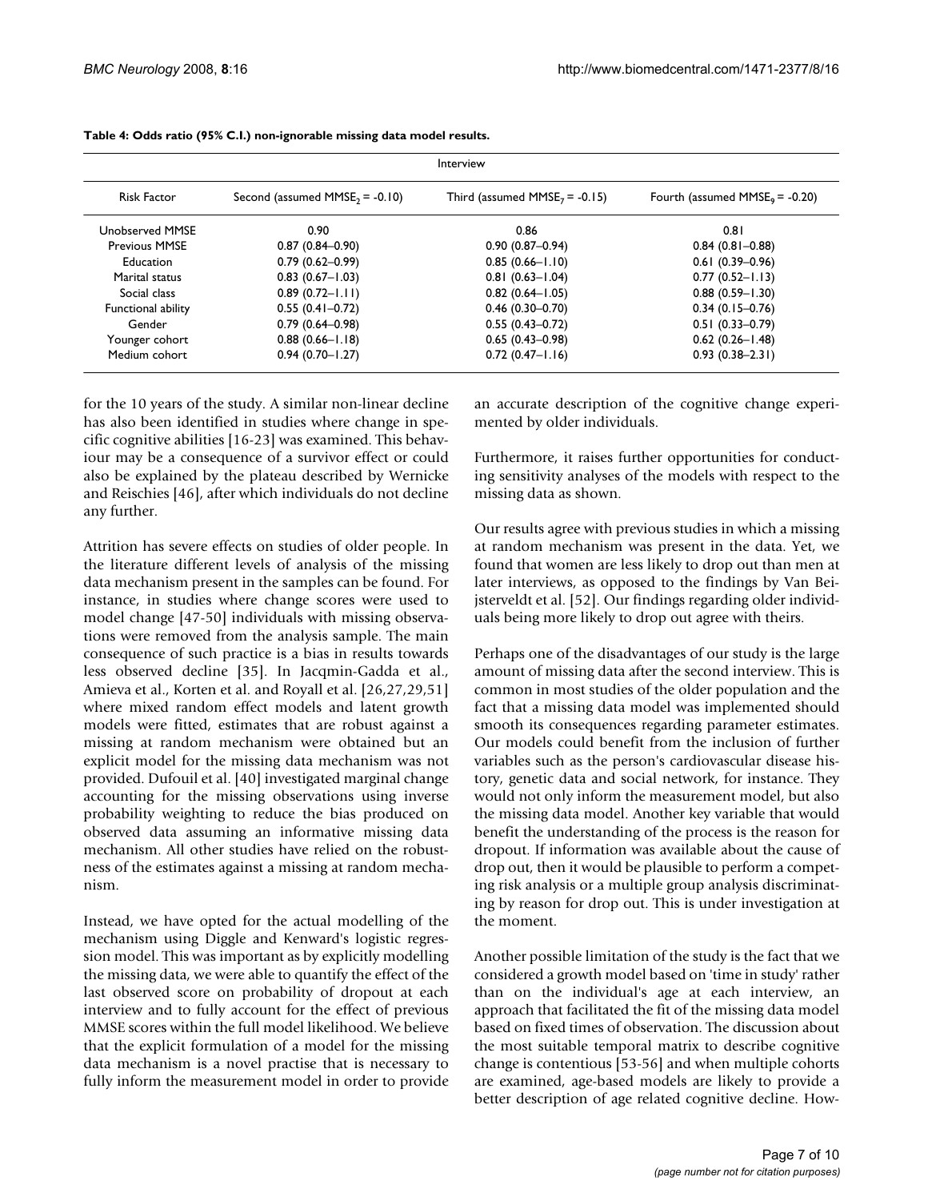**Table 4: Odds ratio (95% C.I.) non-ignorable missing data model results.**

| | Interview | | |
|---|---|---|---|
| Risk Factor | Second (assumed $MMSE_2$ = -0.10) | Third (assumed $MMSE_7$ = -0.15) | Fourth (assumed $MMSE_9$ = -0.20) |
| Unobserved MMSE | 0.90 | 0.86 | 0.81 |
| Previous MMSE | 0.87 (0.84–0.90) | 0.90 (0.87–0.94) | 0.84 (0.81–0.88) |
| Education | 0.79 (0.62–0.99) | 0.85 (0.66–1.10) | 0.61 (0.39–0.96) |
| Marital status | 0.83 (0.67–1.03) | 0.81 (0.63–1.04) | 0.77 (0.52–1.13) |
| Social class | 0.89 (0.72–1.11) | 0.82 (0.64–1.05) | 0.88 (0.59–1.30) |
| Functional ability | 0.55 (0.41–0.72) | 0.46 (0.30–0.70) | 0.34 (0.15–0.76) |
| Gender | 0.79 (0.64–0.98) | 0.55 (0.43–0.72) | 0.51 (0.33–0.79) |
| Younger cohort | 0.88 (0.66–1.18) | 0.65 (0.43–0.98) | 0.62 (0.26–1.48) |
| Medium cohort | 0.94 (0.70–1.27) | 0.72 (0.47–1.16) | 0.93 (0.38–2.31) |

for the 10 years of the study. A similar non-linear decline has also been identified in studies where change in specific cognitive abilities [16-23] was examined. This behaviour may be a consequence of a survivor effect or could also be explained by the plateau described by Wernicke and Reischies [46], after which individuals do not decline any further.

Attrition has severe effects on studies of older people. In the literature different levels of analysis of the missing data mechanism present in the samples can be found. For instance, in studies where change scores were used to model change [47-50] individuals with missing observations were removed from the analysis sample. The main consequence of such practice is a bias in results towards less observed decline [35]. In Jacqmin-Gadda et al., Amieva et al., Korten et al. and Royall et al. [26,27,29,51] where mixed random effect models and latent growth models were fitted, estimates that are robust against a missing at random mechanism were obtained but an explicit model for the missing data mechanism was not provided. Dufouil et al. [40] investigated marginal change accounting for the missing observations using inverse probability weighting to reduce the bias produced on observed data assuming an informative missing data mechanism. All other studies have relied on the robustness of the estimates against a missing at random mechanism.

Instead, we have opted for the actual modelling of the mechanism using Diggle and Kenward's logistic regression model. This was important as by explicitly modelling the missing data, we were able to quantify the effect of the last observed score on probability of dropout at each interview and to fully account for the effect of previous MMSE scores within the full model likelihood. We believe that the explicit formulation of a model for the missing data mechanism is a novel practise that is necessary to fully inform the measurement model in order to provide an accurate description of the cognitive change experimented by older individuals.

Furthermore, it raises further opportunities for conducting sensitivity analyses of the models with respect to the missing data as shown.

Our results agree with previous studies in which a missing at random mechanism was present in the data. Yet, we found that women are less likely to drop out than men at later interviews, as opposed to the findings by Van Beijsterveldt et al. [52]. Our findings regarding older individuals being more likely to drop out agree with theirs.

Perhaps one of the disadvantages of our study is the large amount of missing data after the second interview. This is common in most studies of the older population and the fact that a missing data model was implemented should smooth its consequences regarding parameter estimates. Our models could benefit from the inclusion of further variables such as the person's cardiovascular disease history, genetic data and social network, for instance. They would not only inform the measurement model, but also the missing data model. Another key variable that would benefit the understanding of the process is the reason for dropout. If information was available about the cause of drop out, then it would be plausible to perform a competing risk analysis or a multiple group analysis discriminating by reason for drop out. This is under investigation at the moment.

Another possible limitation of the study is the fact that we considered a growth model based on 'time in study' rather than on the individual's age at each interview, an approach that facilitated the fit of the missing data model based on fixed times of observation. The discussion about the most suitable temporal matrix to describe cognitive change is contentious [53-56] and when multiple cohorts are examined, age-based models are likely to provide a better description of age related cognitive decline. How-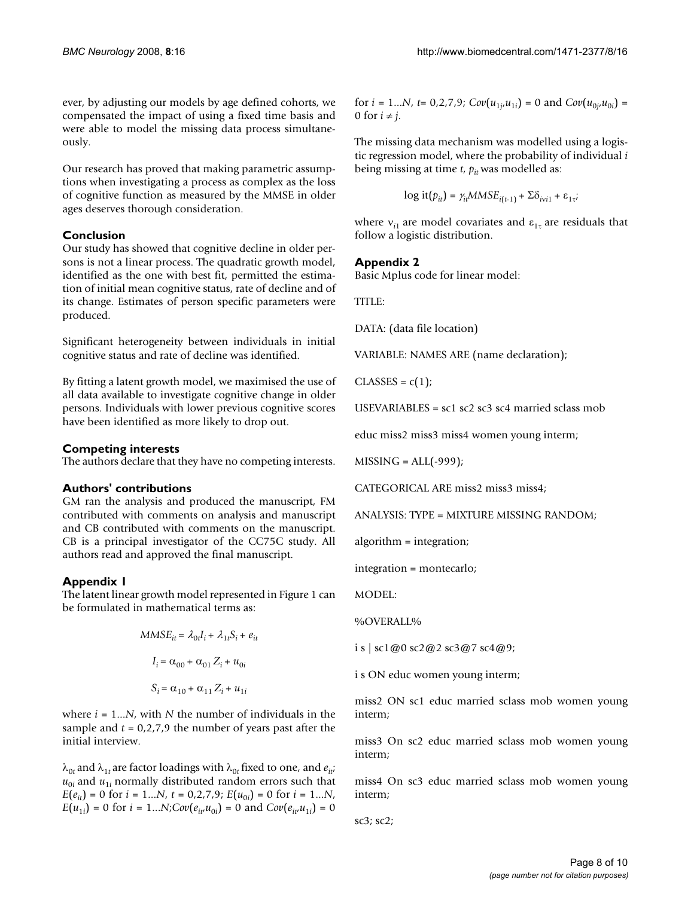ever, by adjusting our models by age defined cohorts, we compensated the impact of using a fixed time basis and were able to model the missing data process simultaneously.

Our research has proved that making parametric assumptions when investigating a process as complex as the loss of cognitive function as measured by the MMSE in older ages deserves thorough consideration.

## Conclusion

Our study has showed that cognitive decline in older persons is not a linear process. The quadratic growth model, identified as the one with best fit, permitted the estimation of initial mean cognitive status, rate of decline and of its change. Estimates of person specific parameters were produced.

Significant heterogeneity between individuals in initial cognitive status and rate of decline was identified.

By fitting a latent growth model, we maximised the use of all data available to investigate cognitive change in older persons. Individuals with lower previous cognitive scores have been identified as more likely to drop out.

## Competing interests

The authors declare that they have no competing interests.

## Authors' contributions

GM ran the analysis and produced the manuscript, FM contributed with comments on analysis and manuscript and CB contributed with comments on the manuscript. CB is a principal investigator of the CC75C study. All authors read and approved the final manuscript.

## Appendix 1

The latent linear growth model represented in Figure 1 can be formulated in mathematical terms as:

$$MMSE_{it} = \lambda_{0t} I_i + \lambda_{1t} S_i + e_{it}$$

$$I_i = \alpha_{00} + \alpha_{01} Z_i + u_{0i}$$

$$S_i = \alpha_{10} + \alpha_{11} Z_i + u_{1i}$$

where $i = 1...N$, with $N$ the number of individuals in the sample and $t = 0,2,7,9$ the number of years past after the initial interview.

$\lambda_{0t}$ and $\lambda_{1t}$ are factor loadings with $\lambda_{0t}$ fixed to one, and $e_{it}$; $u_{0i}$ and $u_{1i}$ normally distributed random errors such that $E(e_{it}) = 0$ for $i = 1...N$, $t = 0,2,7,9$; $E(u_{0i}) = 0$ for $i = 1...N$, $E(u_{1i}) = 0$ for $i = 1...N$; $Cov(e_{it}, u_{0i}) = 0$ and $Cov(e_{it}, u_{1i}) = 0$ for $i = 1...N$, $t = 0,2,7,9$; $Cov(u_{1j}, u_{1i}) = 0$ and $Cov(u_{0j}, u_{0i}) = 0$ for $i \neq j$.

The missing data mechanism was modelled using a logistic regression model, where the probability of individual $i$ being missing at time $t$, $p_{it}$ was modelled as:

$$\log \text{it}(p_{it}) = \gamma_{it} MMSE_{i(t-1)} + \Sigma \delta_{i\nu i1} + \varepsilon_{1\tau};$$

where $\nu_{i1}$ are model covariates and $\varepsilon_{1\tau}$ are residuals that follow a logistic distribution.

## Appendix 2

Basic Mplus code for linear model:

```
TITLE:

DATA: (data file location)

VARIABLE: NAMES ARE (name declaration);

CLASSES = c(1);

USEVARIABLES = sc1 sc2 sc3 sc4 married sclass mob

educ miss2 miss3 miss4 women young interm;

MISSING = ALL(-999);

CATEGORICAL ARE miss2 miss3 miss4;

ANALYSIS: TYPE = MIXTURE MISSING RANDOM;

algorithm = integration;

integration = montecarlo;

MODEL:

%OVERALL%

i s | sc1@0 sc2@2 sc3@7 sc4@9;

i s ON educ women young interm;

miss2 ON sc1 educ married sclass mob women young interm;

miss3 On sc2 educ married sclass mob women young interm;

miss4 On sc3 educ married sclass mob women young interm;

sc3; sc2;
```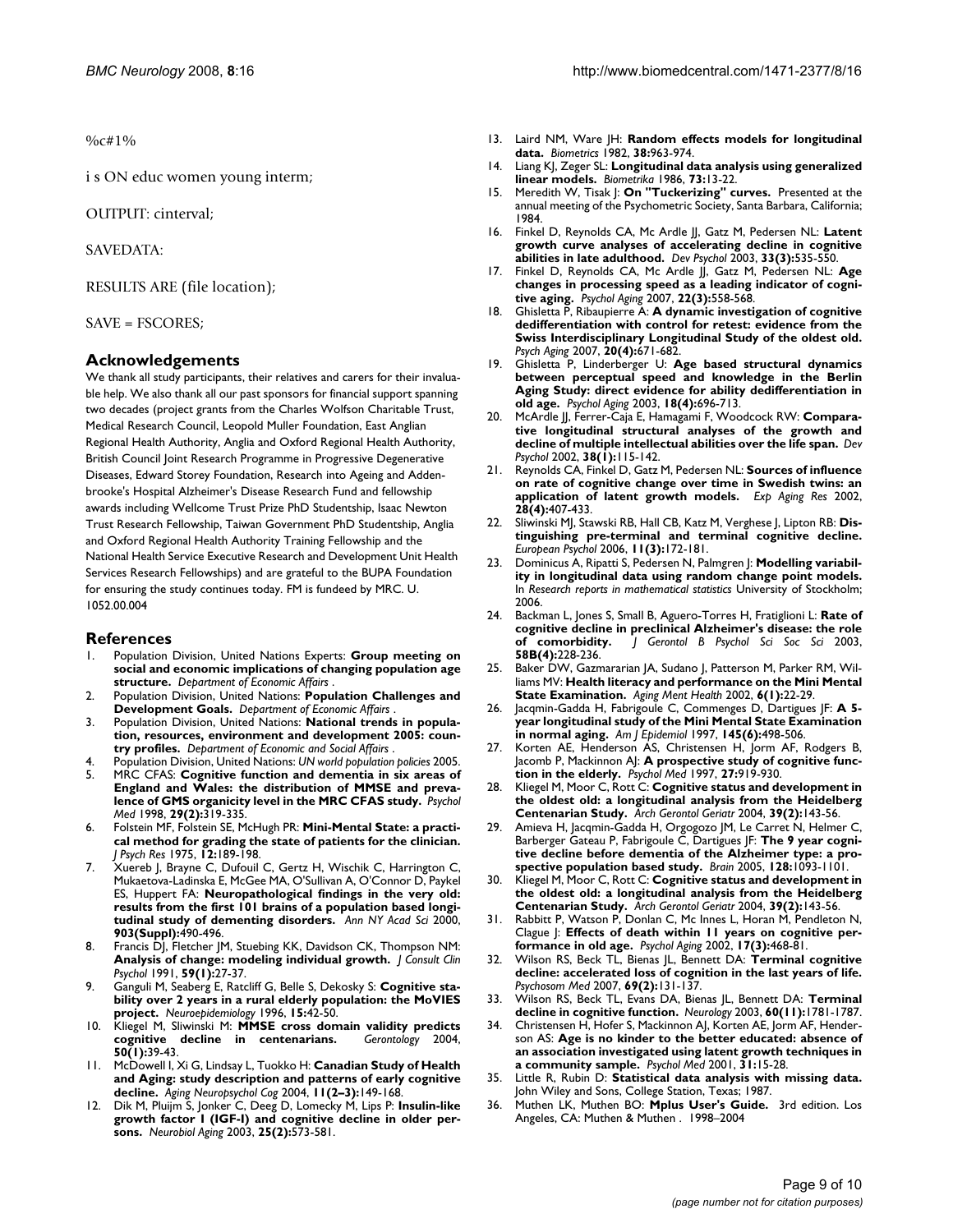%c#1%

i s ON educ women young interm;

OUTPUT: cinterval;

SAVEDATA:

RESULTS ARE (file location);

SAVE = FSCORES;

## Acknowledgements

We thank all study participants, their relatives and carers for their invaluable help. We also thank all our past sponsors for financial support spanning two decades (project grants from the Charles Wolfson Charitable Trust, Medical Research Council, Leopold Muller Foundation, East Anglian Regional Health Authority, Anglia and Oxford Regional Health Authority, British Council Joint Research Programme in Progressive Degenerative Diseases, Edward Storey Foundation, Research into Ageing and Addenbrooke's Hospital Alzheimer's Disease Research Fund and fellowship awards including Wellcome Trust Prize PhD Studentship, Isaac Newton Trust Research Fellowship, Taiwan Government PhD Studentship, Anglia and Oxford Regional Health Authority Training Fellowship and the National Health Service Executive Research and Development Unit Health Services Research Fellowships) and are grateful to the BUPA Foundation for ensuring the study continues today. FM is fundeed by MRC. U. 1052.00.004

## References

1. Population Division, United Nations Experts: **Group meeting on social and economic implications of changing population age structure.** *Department of Economic Affairs* .
2. Population Division, United Nations: **Population Challenges and Development Goals.** *Department of Economic Affairs* .
3. Population Division, United Nations: **National trends in population, resources, environment and development 2005: country profiles.** *Department of Economic and Social Affairs* .
4. Population Division, United Nations: *UN world population policies* 2005.
5. MRC CFAS: **Cognitive function and dementia in six areas of England and Wales: the distribution of MMSE and prevalence of GMS organicity level in the MRC CFAS study.** *Psychol Med* 1998, **29(2):**319-335.
6. Folstein MF, Folstein SE, McHugh PR: **Mini-Mental State: a practical method for grading the state of patients for the clinician.** *J Psych Res* 1975, **12:**189-198.
7. Xuereb J, Brayne C, Dufouil C, Gertz H, Wischik C, Harrington C, Mukaetova-Ladinska E, McGee MA, O'Sullivan A, O'Connor D, Paykel ES, Huppert FA: **Neuropathological findings in the very old: results from the first 101 brains of a population based longitudinal study of dementing disorders.** *Ann NY Acad Sci* 2000, **903(Suppl):**490-496.
8. Francis DJ, Fletcher JM, Stuebing KK, Davidson CK, Thompson NM: **Analysis of change: modeling individual growth.** *J Consult Clin Psychol* 1991, **59(1):**27-37.
9. Ganguli M, Seaberg E, Ratcliff G, Belle S, Dekosky S: **Cognitive stability over 2 years in a rural elderly population: the MoVIES project.** *Neuroepidemiology* 1996, **15:**42-50.
10. Kliegel M, Sliwinski M: **MMSE cross domain validity predicts cognitive decline in centenarians.** *Gerontology* 2004, **50(1):**39-43.
11. McDowell I, Xi G, Lindsay L, Tuokko H: **Canadian Study of Health and Aging: study description and patterns of early cognitive decline.** *Aging Neuropsychol Cog* 2004, **11(2–3):**149-168.
12. Dik M, Pluijm S, Jonker C, Deeg D, Lomecky M, Lips P: **Insulin-like growth factor I (IGF-I) and cognitive decline in older persons.** *Neurobiol Aging* 2003, **25(2):**573-581.
13. Laird NM, Ware JH: **Random effects models for longitudinal data.** *Biometrics* 1982, **38:**963-974.
14. Liang KJ, Zeger SL: **Longitudinal data analysis using generalized linear models.** *Biometrika* 1986, **73:**13-22.
15. Meredith W, Tisak J: **On "Tuckerizing" curves.** Presented at the annual meeting of the Psychometric Society, Santa Barbara, California; 1984.
16. Finkel D, Reynolds CA, Mc Ardle JJ, Gatz M, Pedersen NL: **Latent growth curve analyses of accelerating decline in cognitive abilities in late adulthood.** *Dev Psychol* 2003, **33(3):**535-550.
17. Finkel D, Reynolds CA, Mc Ardle JJ, Gatz M, Pedersen NL: **Age changes in processing speed as a leading indicator of cognitive aging.** *Psychol Aging* 2007, **22(3):**558-568.
18. Ghisletta P, Ribaupierre A: **A dynamic investigation of cognitive dedifferentiation with control for retest: evidence from the Swiss Interdisciplinary Longitudinal Study of the oldest old.** *Psych Aging* 2007, **20(4):**671-682.
19. Ghisletta P, Linderberger U: **Age based structural dynamics between perceptual speed and knowledge in the Berlin Aging Study: direct evidence for ability dedifferentiation in old age.** *Psychol Aging* 2003, **18(4):**696-713.
20. McArdle JJ, Ferrer-Caja E, Hamagami F, Woodcock RW: **Comparative longitudinal structural analyses of the growth and decline of multiple intellectual abilities over the life span.** *Dev Psychol* 2002, **38(1):**115-142.
21. Reynolds CA, Finkel D, Gatz M, Pedersen NL: **Sources of influence on rate of cognitive change over time in Swedish twins: an application of latent growth models.** *Exp Aging Res* 2002, **28(4):**407-433.
22. Sliwinski MJ, Stawski RB, Hall CB, Katz M, Verghese J, Lipton RB: **Distinguishing pre-terminal and terminal cognitive decline.** *European Psychol* 2006, **11(3):**172-181.
23. Dominicus A, Ripatti S, Pedersen N, Palmgren J: **Modelling variability in longitudinal data using random change point models.** In *Research reports in mathematical statistics* University of Stockholm; 2006.
24. Backman L, Jones S, Small B, Aguero-Torres H, Fratiglioni L: **Rate of cognitive decline in preclinical Alzheimer's disease: the role of comorbidity.** *J Gerontol B Psychol Sci Soc Sci* 2003, **58B(4):**228-236.
25. Baker DW, Gazmararian JA, Sudano J, Patterson M, Parker RM, Williams MV: **Health literacy and performance on the Mini Mental State Examination.** *Aging Ment Health* 2002, **6(1):**22-29.
26. Jacqmin-Gadda H, Fabrigoule C, Commenges D, Dartigues JF: **A 5-year longitudinal study of the Mini Mental State Examination in normal aging.** *Am J Epidemiol* 1997, **145(6):**498-506.
27. Korten AE, Henderson AS, Christensen H, Jorm AF, Rodgers B, Jacomb P, Mackinnon AJ: **A prospective study of cognitive function in the elderly.** *Psychol Med* 1997, **27:**919-930.
28. Kliegel M, Moor C, Rott C: **Cognitive status and development in the oldest old: a longitudinal analysis from the Heidelberg Centenarian Study.** *Arch Gerontol Geriatr* 2004, **39(2):**143-56.
29. Amieva H, Jacqmin-Gadda H, Orgogozo JM, Le Carret N, Helmer C, Barberger Gateau P, Fabrigoule C, Dartigues JF: **The 9 year cognitive decline before dementia of the Alzheimer type: a prospective population based study.** *Brain* 2005, **128:**1093-1101.
30. Kliegel M, Moor C, Rott C: **Cognitive status and development in the oldest old: a longitudinal analysis from the Heidelberg Centenarian Study.** *Arch Gerontol Geriatr* 2004, **39(2):**143-56.
31. Rabbitt P, Watson P, Donlan C, Mc Innes L, Horan M, Pendleton N, Clague J: **Effects of death within 11 years on cognitive performance in old age.** *Psychol Aging* 2002, **17(3):**468-81.
32. Wilson RS, Beck TL, Bienas JL, Bennett DA: **Terminal cognitive decline: accelerated loss of cognition in the last years of life.** *Psychosom Med* 2007, **69(2):**131-137.
33. Wilson RS, Beck TL, Evans DA, Bienas JL, Bennett DA: **Terminal decline in cognitive function.** *Neurology* 2003, **60(11):**1781-1787.
34. Christensen H, Hofer S, Mackinnon AJ, Korten AE, Jorm AF, Henderson AS: **Age is no kinder to the better educated: absence of an association investigated using latent growth techniques in a community sample.** *Psychol Med* 2001, **31:**15-28.
35. Little R, Rubin D: **Statistical data analysis with missing data.** John Wiley and Sons, College Station, Texas; 1987.
36. Muthen LK, Muthen BO: **Mplus User's Guide.** 3rd edition. Los Angeles, CA: Muthen & Muthen . 1998–2004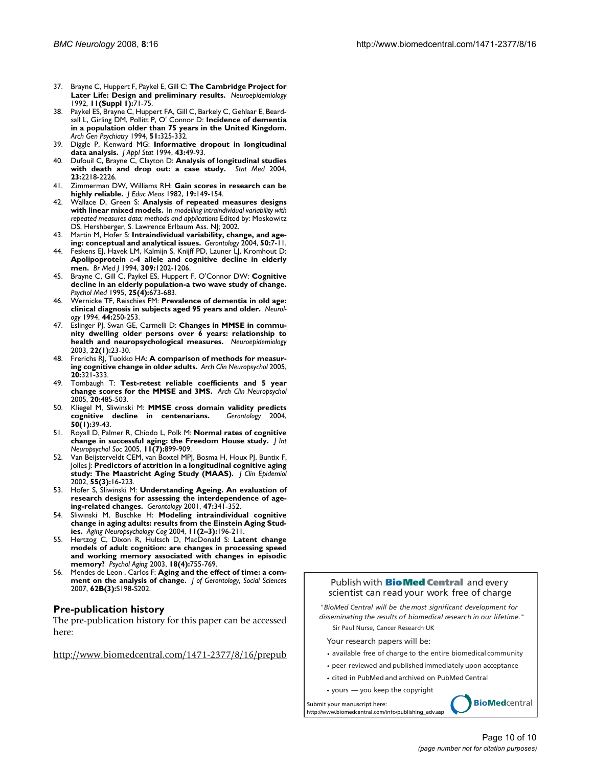37. Brayne C, Huppert F, Paykel E, Gill C: **The Cambridge Project for Later Life: Design and preliminary results.** *Neuroepidemiology* 1992, **11(Suppl 1):**71-75.
38. Paykel ES, Brayne C, Huppert FA, Gill C, Barkely C, Gehlaar E, Beardsall L, Girling DM, Pollitt P, O' Connor D: **Incidence of dementia in a population older than 75 years in the United Kingdom.** *Arch Gen Psychiatry* 1994, **51:**325-332.
39. Diggle P, Kenward MG: **Informative dropout in longitudinal data analysis.** *J Appl Stat* 1994, **43:**49-93.
40. Dufouil C, Brayne C, Clayton D: **Analysis of longitudinal studies with death and drop out: a case study.** *Stat Med* 2004, **23:**2218-2226.
41. Zimmerman DW, Williams RH: **Gain scores in research can be highly reliable.** *J Educ Meas* 1982, **19:**149-154.
42. Wallace D, Green S: **Analysis of repeated measures designs with linear mixed models.** In *modelling intraindividual variability with repeated measures data: methods and applications* Edited by: Moskowitz DS, Hershberger, S. Lawrence Erlbaum Ass. NJ; 2002.
43. Martin M, Hofer S: **Intraindividual variability, change, and ageing: conceptual and analytical issues.** *Gerontology* 2004, **50:**7-11.
44. Feskens EJ, Havek LM, Kalmijn S, Knijff PD, Launer LJ, Kromhout D: **Apolipoprotein ε-4 allele and cognitive decline in elderly men.** *Br Med J* 1994, **309:**1202-1206.
45. Brayne C, Gill C, Paykel ES, Huppert F, O'Connor DW: **Cognitive decline in an elderly population-a two wave study of change.** *Psychol Med* 1995, **25(4):**673-683.
46. Wernicke TF, Reischies FM: **Prevalence of dementia in old age: clinical diagnosis in subjects aged 95 years and older.** *Neurology* 1994, **44:**250-253.
47. Eslinger PJ, Swan GE, Carmelli D: **Changes in MMSE in community dwelling older persons over 6 years: relationship to health and neuropsychological measures.** *Neuroepidemiology* 2003, **22(1):**23-30.
48. Frerichs RJ, Tuokko HA: **A comparison of methods for measuring cognitive change in older adults.** *Arch Clin Neuropsychol* 2005, **20:**321-333.
49. Tombaugh T: **Test-retest reliable coefficients and 5 year change scores for the MMSE and 3MS.** *Arch Clin Neuropsychol* 2005, **20:**485-503.
50. Kliegel M, Sliwinski M: **MMSE cross domain validity predicts cognitive decline in centenarians.** *Gerontology* 2004, **50(1):**39-43.
51. Royall D, Palmer R, Chiodo L, Polk M: **Normal rates of cognitive change in successful aging: the Freedom House study.** *J Int Neuropsychol Soc* 2005, **11(7):**899-909.
52. Van Beijsterveldt CEM, van Boxtel MPJ, Bosma H, Houx PJ, Buntix F, Jolles J: **Predictors of attrition in a longitudinal cognitive aging study: The Maastricht Aging Study (MAAS).** *J Clin Epidemiol* 2002, **55(3):**16-223.
53. Hofer S, Sliwinski M: **Understanding Ageing. An evaluation of research designs for assessing the interdependence of ageing-related changes.** *Gerontology* 2001, **47:**341-352.
54. Sliwinski M, Buschke H: **Modeling intraindividual cognitive change in aging adults: results from the Einstein Aging Studies.** *Aging Neuropsychology Cog* 2004, **11(2–3):**196-211.
55. Hertzog C, Dixon R, Hultsch D, MacDonald S: **Latent change models of adult cognition: are changes in processing speed and working memory associated with changes in episodic memory?** *Psychol Aging* 2003, **18(4):**755-769.
56. Mendes de Leon , Carlos F: **Aging and the effect of time: a comment on the analysis of change.** *J of Gerontology, Social Sciences* 2007, **62B(3):**S198-S202.

## Pre-publication history

The pre-publication history for this paper can be accessed here:

http://www.biomedcentral.com/1471-2377/8/16/prepub

Publish with **BioMed Central** and every scientist can read your work free of charge

*"BioMed Central will be the most significant development for disseminating the results of biomedical research in our lifetime."*

Sir Paul Nurse, Cancer Research UK

Your research papers will be:

- available free of charge to the entire biomedical community
- peer reviewed and published immediately upon acceptance
- cited in PubMed and archived on PubMed Central
- yours — you keep the copyright

Submit your manuscript here:
http://www.biomedcentral.com/info/publishing_adv.asp

BioMedcentral